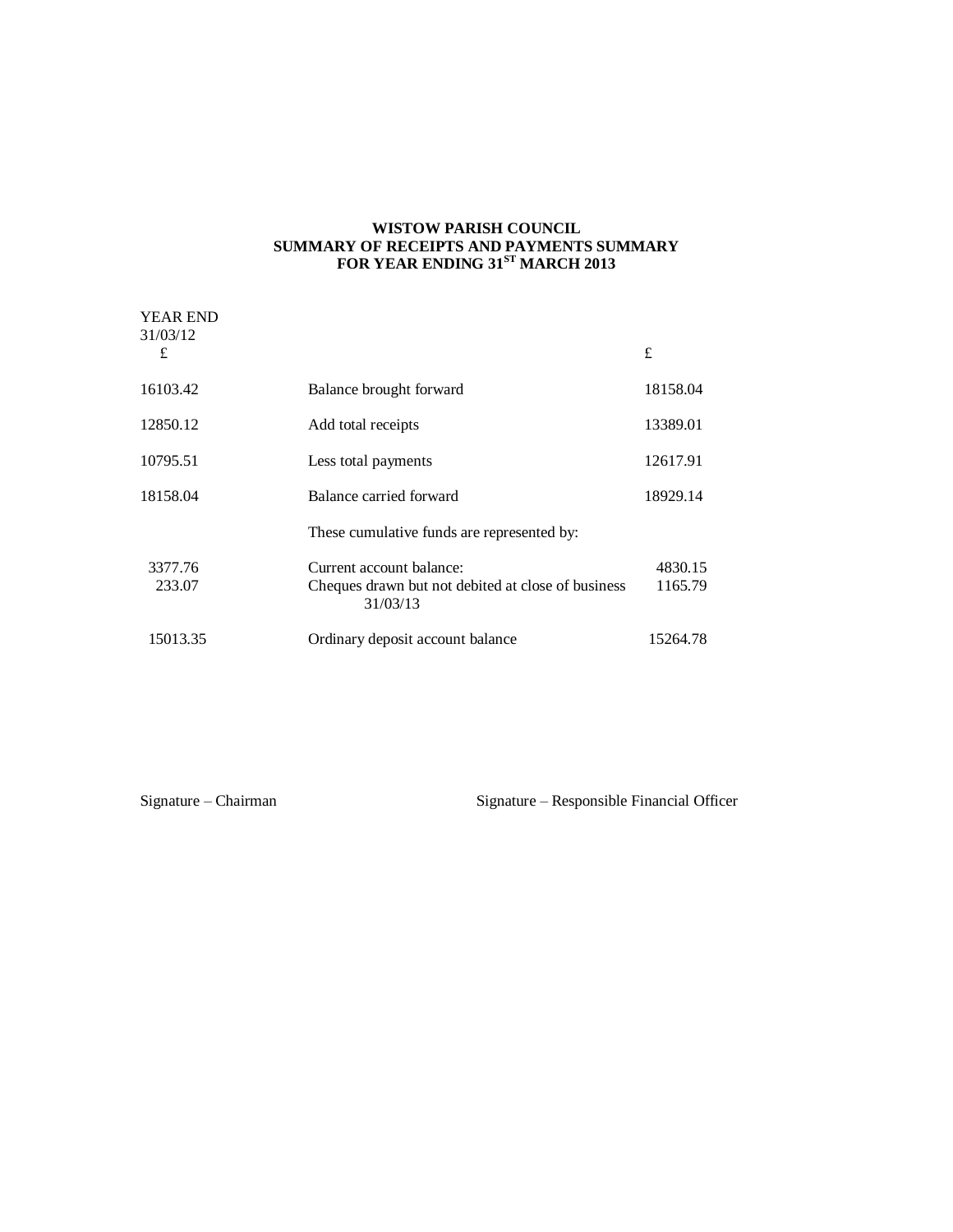**WISTOW PARISH COUNCIL**
**SUMMARY OF RECEIPTS AND PAYMENTS SUMMARY**
**FOR YEAR ENDING 31ST MARCH 2013**

| YEAR END 31/03/12 £ | | £ |
|---|---|---|
| 16103.42 | Balance brought forward | 18158.04 |
| 12850.12 | Add total receipts | 13389.01 |
| 10795.51 | Less total payments | 12617.91 |
| 18158.04 | Balance carried forward | 18929.14 |
| | These cumulative funds are represented by: | |
| 3377.76 | Current account balance: | 4830.15 |
| 233.07 | Cheques drawn but not debited at close of business 31/03/13 | 1165.79 |
| 15013.35 | Ordinary deposit account balance | 15264.78 |

Signature – Chairman

Signature – Responsible Financial Officer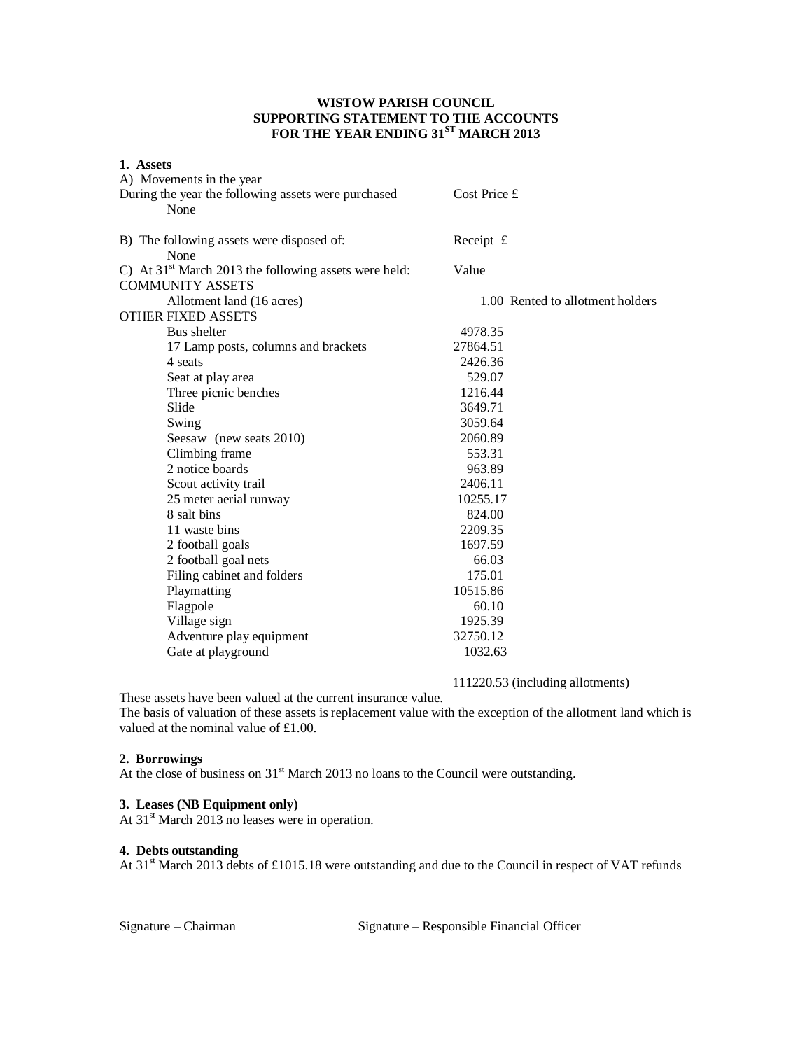**WISTOW PARISH COUNCIL**
**SUPPORTING STATEMENT TO THE ACCOUNTS**
**FOR THE YEAR ENDING 31[ST] MARCH 2013**

**1. Assets**

A) Movements in the year

| During the year the following assets were purchased | Cost Price £ |
|---|---|
| None | |

| B) The following assets were disposed of: | Receipt £ |
|---|---|
| None | |

| C) At 31[st] March 2013 the following assets were held: | Value | |
|---|---|---|
| COMMUNITY ASSETS | | |
| Allotment land (16 acres) | 1.00 | Rented to allotment holders |
| OTHER FIXED ASSETS | | |
| Bus shelter | 4978.35 | |
| 17 Lamp posts, columns and brackets | 27864.51 | |
| 4 seats | 2426.36 | |
| Seat at play area | 529.07 | |
| Three picnic benches | 1216.44 | |
| Slide | 3649.71 | |
| Swing | 3059.64 | |
| Seesaw (new seats 2010) | 2060.89 | |
| Climbing frame | 553.31 | |
| 2 notice boards | 963.89 | |
| Scout activity trail | 2406.11 | |
| 25 meter aerial runway | 10255.17 | |
| 8 salt bins | 824.00 | |
| 11 waste bins | 2209.35 | |
| 2 football goals | 1697.59 | |
| 2 football goal nets | 66.03 | |
| Filing cabinet and folders | 175.01 | |
| Playmatting | 10515.86 | |
| Flagpole | 60.10 | |
| Village sign | 1925.39 | |
| Adventure play equipment | 32750.12 | |
| Gate at playground | 1032.63 | |
| | 111220.53 (including allotments) | |

These assets have been valued at the current insurance value.
The basis of valuation of these assets is replacement value with the exception of the allotment land which is valued at the nominal value of £1.00.

**2. Borrowings**

At the close of business on 31[st] March 2013 no loans to the Council were outstanding.

**3. Leases (NB Equipment only)**

At 31[st] March 2013 no leases were in operation.

**4. Debts outstanding**

At 31[st] March 2013 debts of £1015.18 were outstanding and due to the Council in respect of VAT refunds

Signature – Chairman                Signature – Responsible Financial Officer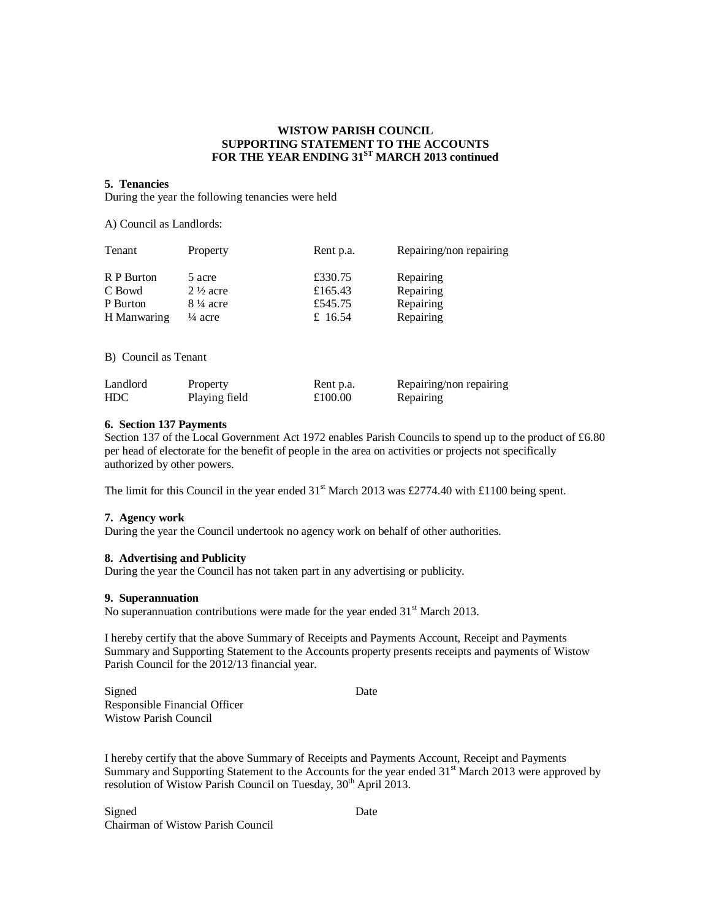**WISTOW PARISH COUNCIL**
**SUPPORTING STATEMENT TO THE ACCOUNTS**
**FOR THE YEAR ENDING 31ST MARCH 2013 continued**

**5. Tenancies**

During the year the following tenancies were held

A) Council as Landlords:

| Tenant | Property | Rent p.a. | Repairing/non repairing |
|---|---|---|---|
| R P Burton | 5 acre | £330.75 | Repairing |
| C Bowd | 2 ½ acre | £165.43 | Repairing |
| P Burton | 8 ¼ acre | £545.75 | Repairing |
| H Manwaring | ¼ acre | £ 16.54 | Repairing |

B) Council as Tenant

| Landlord | Property | Rent p.a. | Repairing/non repairing |
|---|---|---|---|
| HDC | Playing field | £100.00 | Repairing |

**6. Section 137 Payments**

Section 137 of the Local Government Act 1972 enables Parish Councils to spend up to the product of £6.80 per head of electorate for the benefit of people in the area on activities or projects not specifically authorized by other powers.

The limit for this Council in the year ended 31st March 2013 was £2774.40 with £1100 being spent.

**7. Agency work**

During the year the Council undertook no agency work on behalf of other authorities.

**8. Advertising and Publicity**

During the year the Council has not taken part in any advertising or publicity.

**9. Superannuation**

No superannuation contributions were made for the year ended 31st March 2013.

I hereby certify that the above Summary of Receipts and Payments Account, Receipt and Payments Summary and Supporting Statement to the Accounts property presents receipts and payments of Wistow Parish Council for the 2012/13 financial year.

Signed Date

Responsible Financial Officer

Wistow Parish Council

I hereby certify that the above Summary of Receipts and Payments Account, Receipt and Payments Summary and Supporting Statement to the Accounts for the year ended 31st March 2013 were approved by resolution of Wistow Parish Council on Tuesday, 30th April 2013.

Signed Date

Chairman of Wistow Parish Council